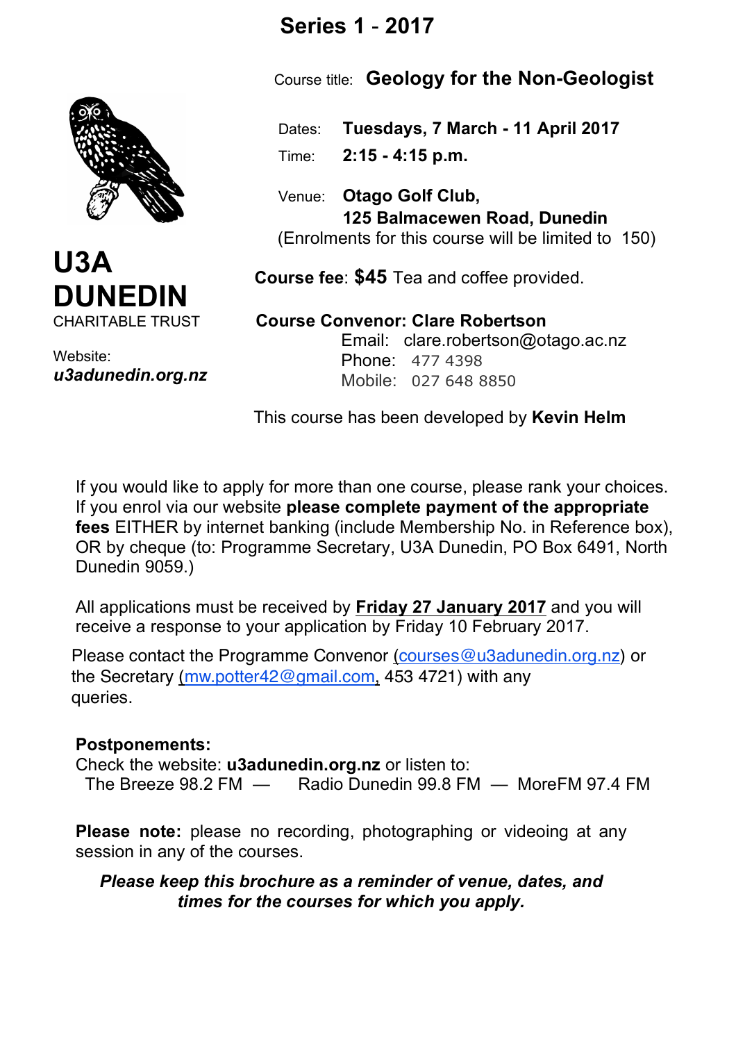# Series 1 - 2017

**U3A DUNEDIN**
CHARITABLE TRUST

Website:
***u3adunedin.org.nz***

Course title: **Geology for the Non-Geologist**

Dates: **Tuesdays, 7 March - 11 April 2017**

Time: **2:15 - 4:15 p.m.**

Venue: **Otago Golf Club,**
**125 Balmacewen Road, Dunedin**
(Enrolments for this course will be limited to 150)

**Course fee**: **$45** Tea and coffee provided.

**Course Convenor: Clare Robertson**
Email: clare.robertson@otago.ac.nz
Phone: 477 4398
Mobile: 027 648 8850

This course has been developed by **Kevin Helm**

If you would like to apply for more than one course, please rank your choices. If you enrol via our website **please complete payment of the appropriate fees** EITHER by internet banking (include Membership No. in Reference box), OR by cheque (to: Programme Secretary, U3A Dunedin, PO Box 6491, North Dunedin 9059.)

All applications must be received by **Friday 27 January 2017** and you will receive a response to your application by Friday 10 February 2017.

Please contact the Programme Convenor (courses@u3adunedin.org.nz) or the Secretary (mw.potter42@gmail.com, 453 4721) with any queries.

**Postponements:**
Check the website: **u3adunedin.org.nz** or listen to:
The Breeze 98.2 FM — Radio Dunedin 99.8 FM — MoreFM 97.4 FM

**Please note:** please no recording, photographing or videoing at any session in any of the courses.

***Please keep this brochure as a reminder of venue, dates, and times for the courses for which you apply.***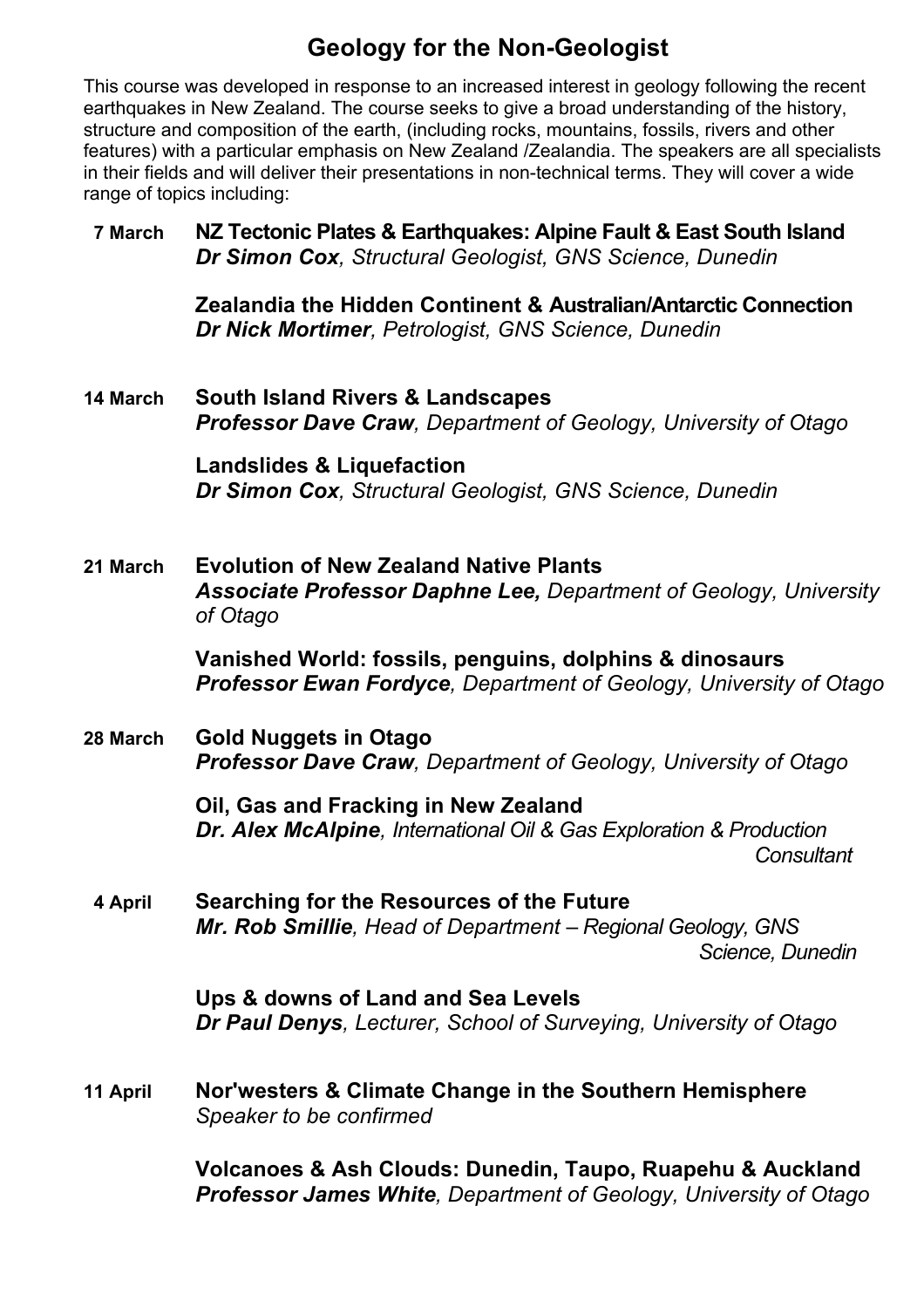# Geology for the Non-Geologist

This course was developed in response to an increased interest in geology following the recent earthquakes in New Zealand. The course seeks to give a broad understanding of the history, structure and composition of the earth, (including rocks, mountains, fossils, rivers and other features) with a particular emphasis on New Zealand /Zealandia. The speakers are all specialists in their fields and will deliver their presentations in non-technical terms. They will cover a wide range of topics including:

**7 March**

**NZ Tectonic Plates & Earthquakes: Alpine Fault & East South Island**
***Dr Simon Cox****, Structural Geologist, GNS Science, Dunedin*

**Zealandia the Hidden Continent & Australian/Antarctic Connection**
***Dr Nick Mortimer****, Petrologist, GNS Science, Dunedin*

**14 March**

**South Island Rivers & Landscapes**
***Professor Dave Craw****, Department of Geology, University of Otago*

**Landslides & Liquefaction**
***Dr Simon Cox****, Structural Geologist, GNS Science, Dunedin*

**21 March**

**Evolution of New Zealand Native Plants**
***Associate Professor Daphne Lee,*** *Department of Geology, University of Otago*

**Vanished World: fossils, penguins, dolphins & dinosaurs**
***Professor Ewan Fordyce****, Department of Geology, University of Otago*

**28 March**

**Gold Nuggets in Otago**
***Professor Dave Craw****, Department of Geology, University of Otago*

**Oil, Gas and Fracking in New Zealand**
***Dr. Alex McAlpine****, International Oil & Gas Exploration & Production Consultant*

**4 April**

**Searching for the Resources of the Future**
***Mr. Rob Smillie****, Head of Department – Regional Geology, GNS Science, Dunedin*

**Ups & downs of Land and Sea Levels**
***Dr Paul Denys****, Lecturer, School of Surveying, University of Otago*

**11 April**

**Nor'westers & Climate Change in the Southern Hemisphere**
*Speaker to be confirmed*

**Volcanoes & Ash Clouds: Dunedin, Taupo, Ruapehu & Auckland**
***Professor James White****, Department of Geology, University of Otago*